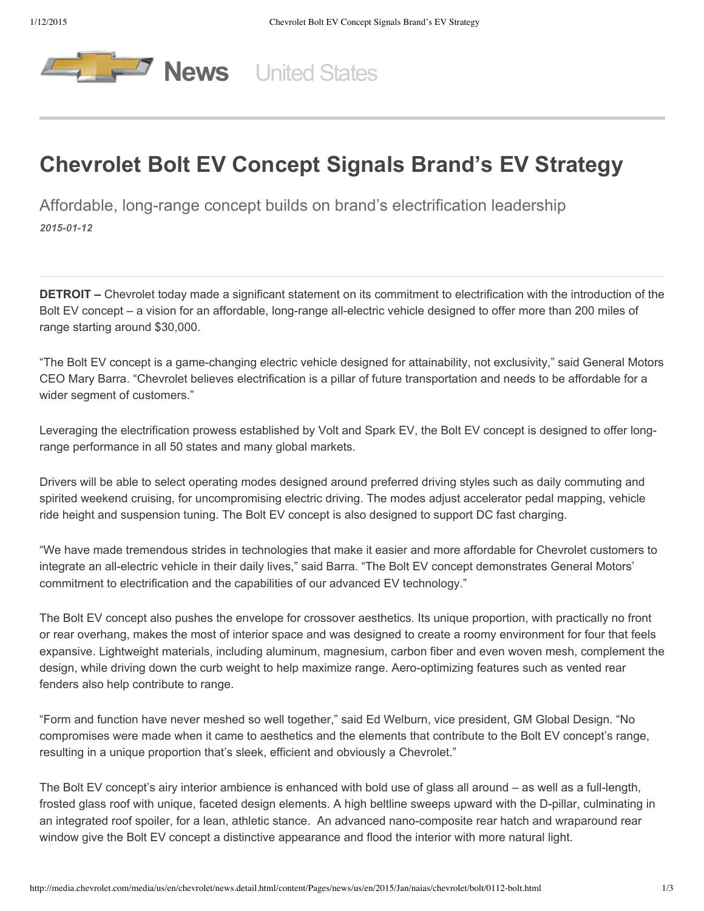**News** United States

# Chevrolet Bolt EV Concept Signals Brand's EV Strategy

## Affordable, long-range concept builds on brand's electrification leadership

***2015-01-12***

**DETROIT –** Chevrolet today made a significant statement on its commitment to electrification with the introduction of the Bolt EV concept – a vision for an affordable, long-range all-electric vehicle designed to offer more than 200 miles of range starting around $30,000.

"The Bolt EV concept is a game-changing electric vehicle designed for attainability, not exclusivity," said General Motors CEO Mary Barra. "Chevrolet believes electrification is a pillar of future transportation and needs to be affordable for a wider segment of customers."

Leveraging the electrification prowess established by Volt and Spark EV, the Bolt EV concept is designed to offer long-range performance in all 50 states and many global markets.

Drivers will be able to select operating modes designed around preferred driving styles such as daily commuting and spirited weekend cruising, for uncompromising electric driving. The modes adjust accelerator pedal mapping, vehicle ride height and suspension tuning. The Bolt EV concept is also designed to support DC fast charging.

"We have made tremendous strides in technologies that make it easier and more affordable for Chevrolet customers to integrate an all-electric vehicle in their daily lives," said Barra. "The Bolt EV concept demonstrates General Motors' commitment to electrification and the capabilities of our advanced EV technology."

The Bolt EV concept also pushes the envelope for crossover aesthetics. Its unique proportion, with practically no front or rear overhang, makes the most of interior space and was designed to create a roomy environment for four that feels expansive. Lightweight materials, including aluminum, magnesium, carbon fiber and even woven mesh, complement the design, while driving down the curb weight to help maximize range. Aero-optimizing features such as vented rear fenders also help contribute to range.

"Form and function have never meshed so well together," said Ed Welburn, vice president, GM Global Design. "No compromises were made when it came to aesthetics and the elements that contribute to the Bolt EV concept's range, resulting in a unique proportion that's sleek, efficient and obviously a Chevrolet."

The Bolt EV concept's airy interior ambience is enhanced with bold use of glass all around – as well as a full-length, frosted glass roof with unique, faceted design elements. A high beltline sweeps upward with the D-pillar, culminating in an integrated roof spoiler, for a lean, athletic stance. An advanced nano-composite rear hatch and wraparound rear window give the Bolt EV concept a distinctive appearance and flood the interior with more natural light.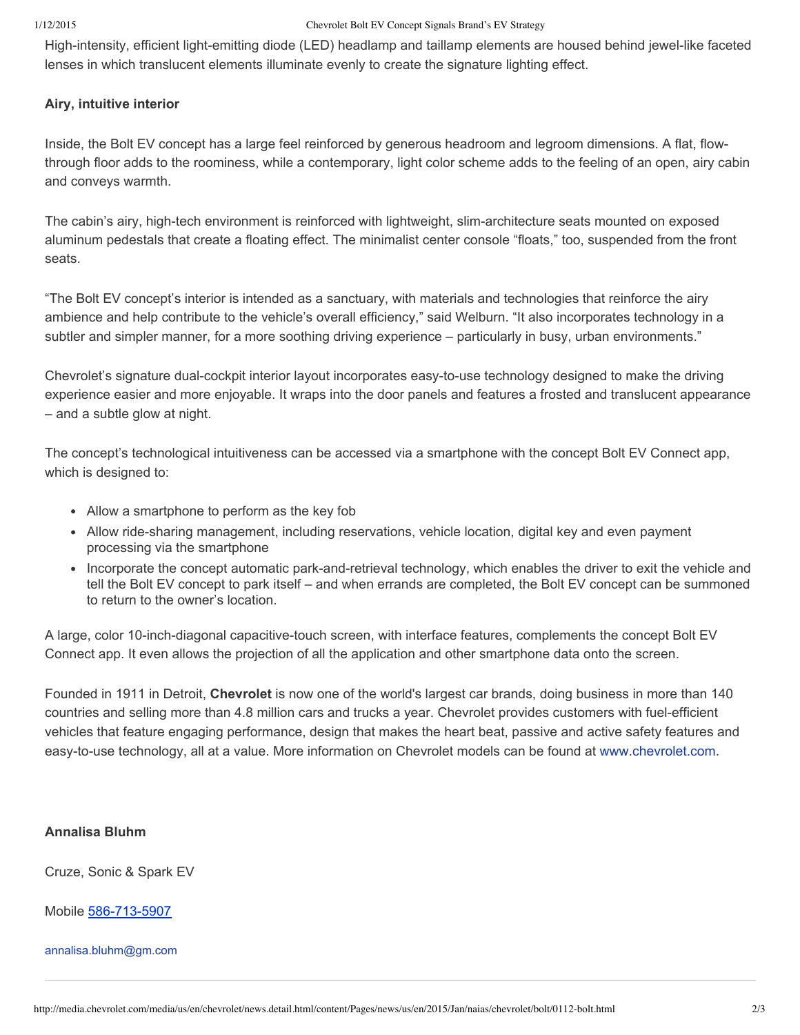High-intensity, efficient light-emitting diode (LED) headlamp and taillamp elements are housed behind jewel-like faceted lenses in which translucent elements illuminate evenly to create the signature lighting effect.

**Airy, intuitive interior**

Inside, the Bolt EV concept has a large feel reinforced by generous headroom and legroom dimensions. A flat, flow-through floor adds to the roominess, while a contemporary, light color scheme adds to the feeling of an open, airy cabin and conveys warmth.

The cabin's airy, high-tech environment is reinforced with lightweight, slim-architecture seats mounted on exposed aluminum pedestals that create a floating effect. The minimalist center console "floats," too, suspended from the front seats.

"The Bolt EV concept's interior is intended as a sanctuary, with materials and technologies that reinforce the airy ambience and help contribute to the vehicle's overall efficiency," said Welburn. "It also incorporates technology in a subtler and simpler manner, for a more soothing driving experience – particularly in busy, urban environments."

Chevrolet's signature dual-cockpit interior layout incorporates easy-to-use technology designed to make the driving experience easier and more enjoyable. It wraps into the door panels and features a frosted and translucent appearance – and a subtle glow at night.

The concept's technological intuitiveness can be accessed via a smartphone with the concept Bolt EV Connect app, which is designed to:

- Allow a smartphone to perform as the key fob
- Allow ride-sharing management, including reservations, vehicle location, digital key and even payment processing via the smartphone
- Incorporate the concept automatic park-and-retrieval technology, which enables the driver to exit the vehicle and tell the Bolt EV concept to park itself – and when errands are completed, the Bolt EV concept can be summoned to return to the owner's location.

A large, color 10-inch-diagonal capacitive-touch screen, with interface features, complements the concept Bolt EV Connect app. It even allows the projection of all the application and other smartphone data onto the screen.

Founded in 1911 in Detroit, **Chevrolet** is now one of the world's largest car brands, doing business in more than 140 countries and selling more than 4.8 million cars and trucks a year. Chevrolet provides customers with fuel-efficient vehicles that feature engaging performance, design that makes the heart beat, passive and active safety features and easy-to-use technology, all at a value. More information on Chevrolet models can be found at www.chevrolet.com.

**Annalisa Bluhm**

Cruze, Sonic & Spark EV

Mobile 586-713-5907

annalisa.bluhm@gm.com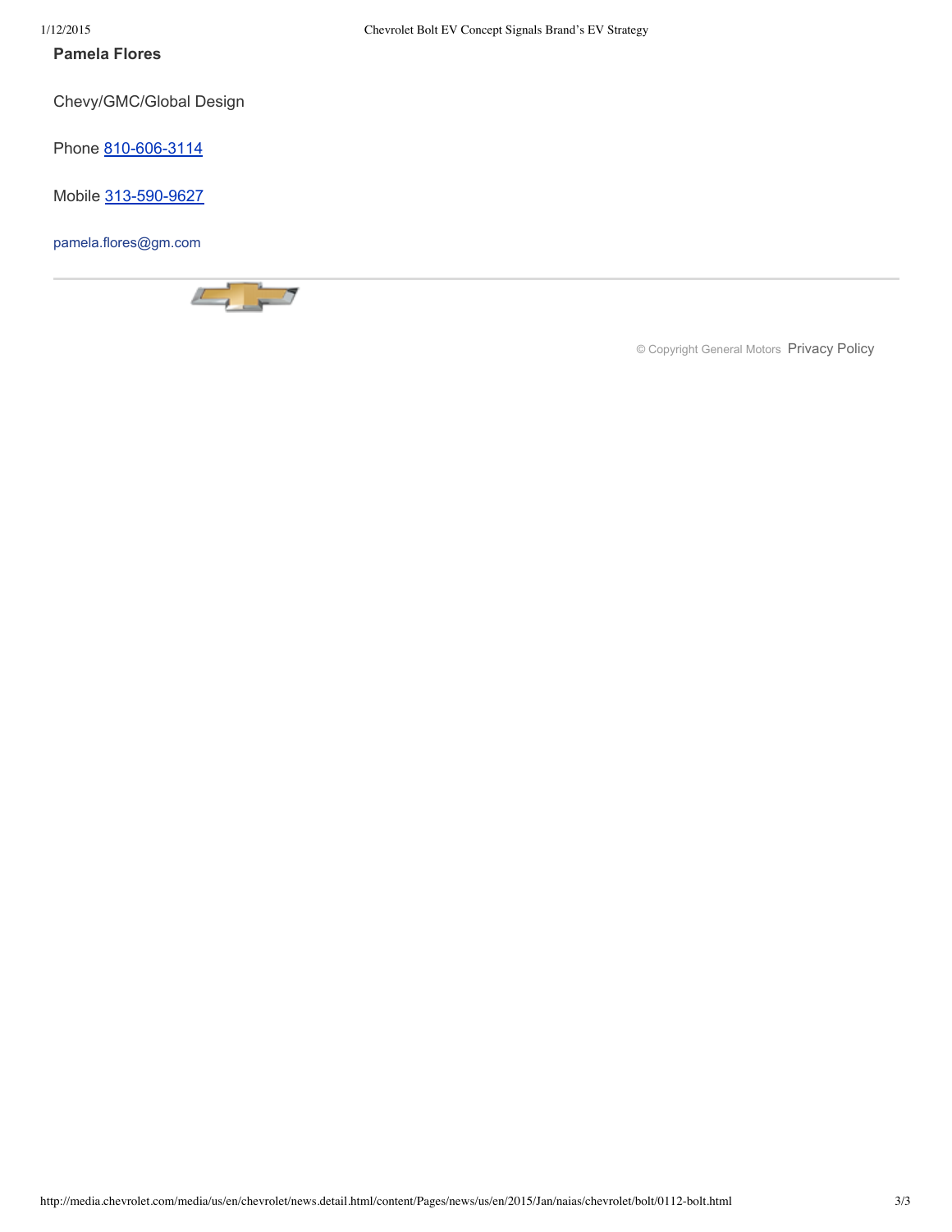**Pamela Flores**

Chevy/GMC/Global Design

Phone 810-606-3114

Mobile 313-590-9627

pamela.flores@gm.com

---

© Copyright General Motors Privacy Policy